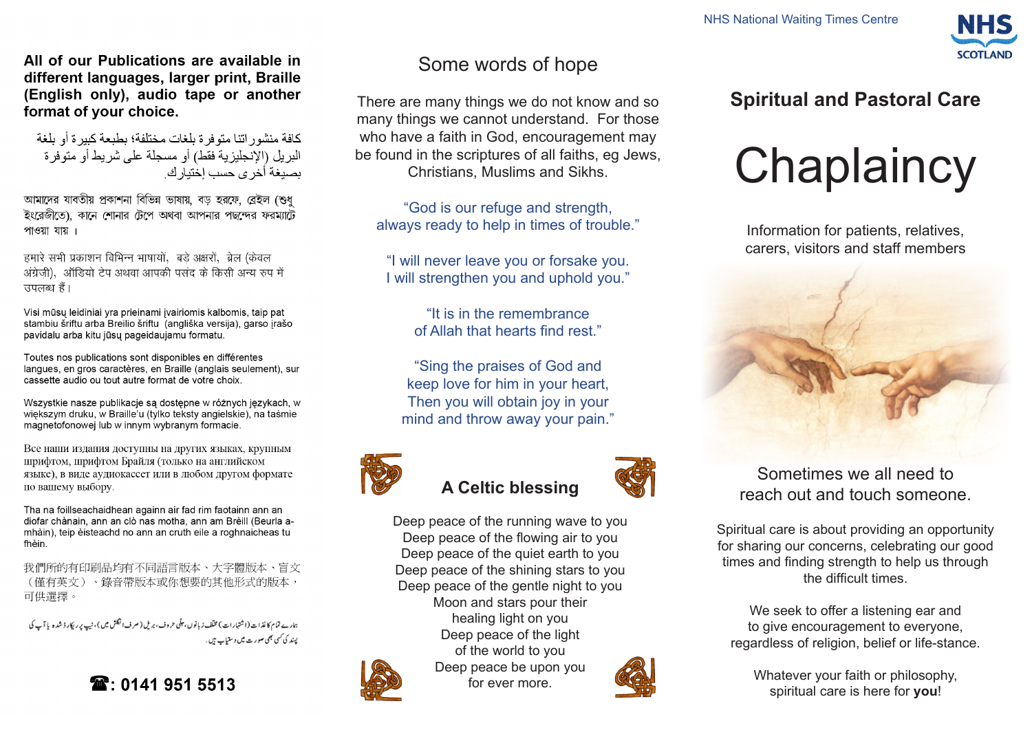**All of our Publications are available in different languages, larger print, Braille (English only), audio tape or another format of your choice.**

كافة منشوراتنا متوفرة بلغات مختلفة؛ بطبعة كبيرة أو بلغة البريل (الإنجليزية فقط) أو مسجلة على شريط أو متوفرة بصيغة أخرى حسب إختيارك.

আমাদের যাবতীয় প্রকাশনা বিভিন্ন ভাষায়, বড় হরফে, ব্রেইল (শুধু ইংরেজীতে), কানে শোনার টেপে অথবা আপনার পছন্দের ফরম্যাটে পাওয়া যায় ।

हमारे सभी प्रकाशन विभिन्न भाषायों, बडे अक्षरों, ब्रेल (केवल अंग्रेजी), ऑडियो टेप अथवा आपकी पसंद के किसी अन्य रुप में उपलब्ध हैं।

Visi mūsų leidiniai yra prieinami įvairiomis kalbomis, taip pat stambiu šriftu arba Breilio šriftu (angliška versija), garso įrašo pavidalu arba kitu jūsų pageidaujamu formatu.

Toutes nos publications sont disponibles en différentes langues, en gros caractères, en Braille (anglais seulement), sur cassette audio ou tout autre format de votre choix.

Wszystkie nasze publikacje są dostępne w różnych językach, w większym druku, w Braille'u (tylko teksty angielskie), na taśmie magnetofonowej lub w innym wybranym formacie.

Все наши издания доступны на других языках, крупным шрифтом, шрифтом Брайля (только на английском языке), в виде аудиокассет или в любом другом формате по вашему выбору.

Tha na foillseachaidhean againn air fad rim faotainn ann an diofar chànain, ann an clò nas motha, ann am Brèill (Beurla a-mhàin), teip èisteachd no ann an cruth eile a roghnaicheas tu fhèin.

我們所的有印刷品均有不同語言版本、大字體版本、盲文（僅有英文）、錄音帶版本或你想要的其他形式的版本，可供選擇。

ہمارے تمام کاغذات (اشتہارات) مختلف زبانوں، جلی حروف، بریل (صرف انگلش میں)، ٹیپ پر ریکارڈ شدہ یا آپ کی پسند کی کسی بھی صورت میں دستیاب ہیں۔

☎: **0141 951 5513**

## Some words of hope

There are many things we do not know and so many things we cannot understand. For those who have a faith in God, encouragement may be found in the scriptures of all faiths, eg Jews, Christians, Muslims and Sikhs.

"God is our refuge and strength,
always ready to help in times of trouble."

"I will never leave you or forsake you.
I will strengthen you and uphold you."

"It is in the remembrance
of Allah that hearts find rest."

"Sing the praises of God and
keep love for him in your heart,
Then you will obtain joy in your
mind and throw away your pain."

### A Celtic blessing

Deep peace of the running wave to you
Deep peace of the flowing air to you
Deep peace of the quiet earth to you
Deep peace of the shining stars to you
Deep peace of the gentle night to you
Moon and stars pour their
healing light on you
Deep peace of the light
of the world to you
Deep peace be upon you
for ever more.

NHS National Waiting Times Centre

NHS SCOTLAND

## Spiritual and Pastoral Care

# Chaplaincy

Information for patients, relatives, carers, visitors and staff members

Sometimes we all need to reach out and touch someone.

Spiritual care is about providing an opportunity for sharing our concerns, celebrating our good times and finding strength to help us through the difficult times.

We seek to offer a listening ear and to give encouragement to everyone, regardless of religion, belief or life-stance.

Whatever your faith or philosophy, spiritual care is here for **you**!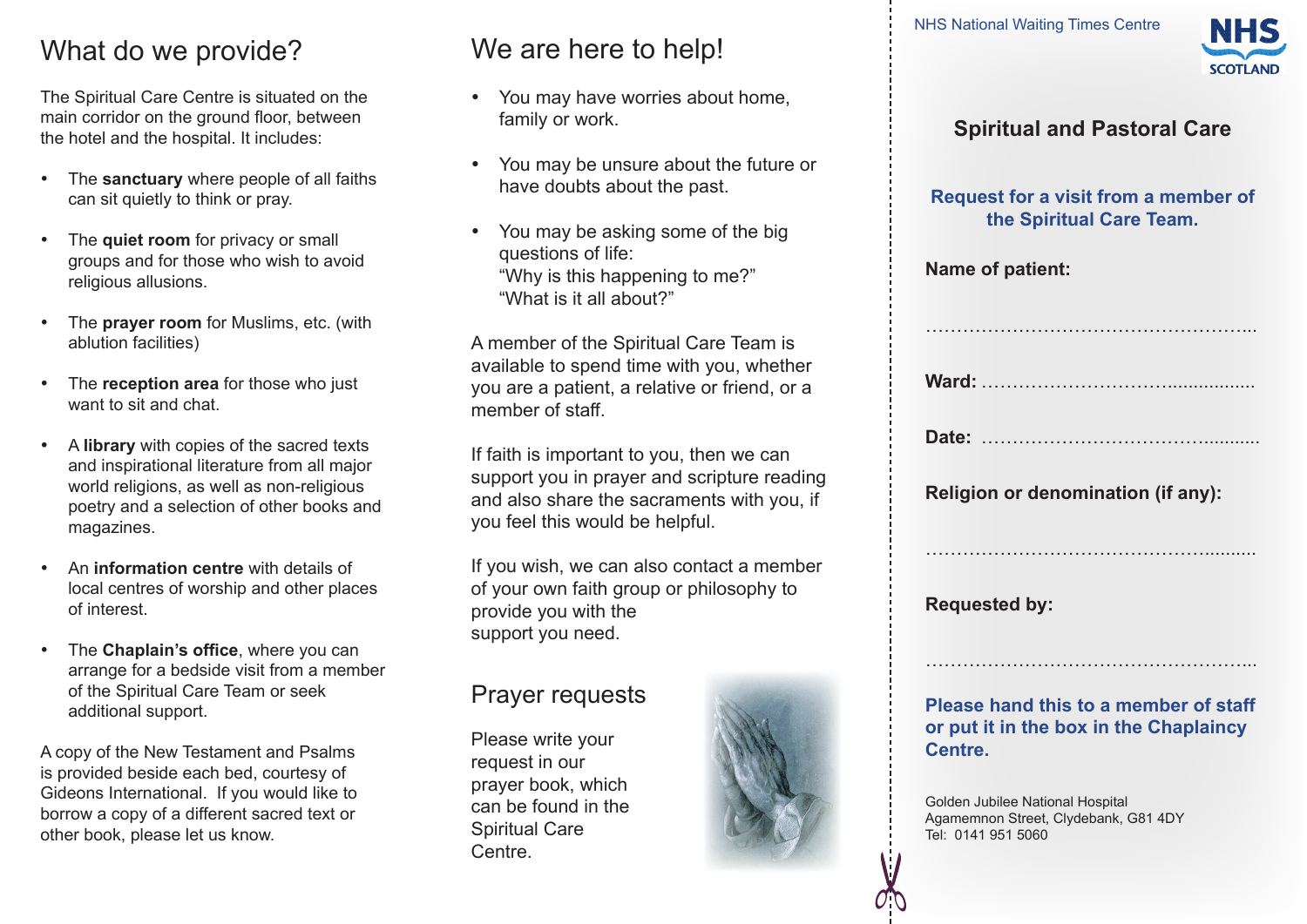## What do we provide?

The Spiritual Care Centre is situated on the main corridor on the ground floor, between the hotel and the hospital. It includes:

- The **sanctuary** where people of all faiths can sit quietly to think or pray.
- The **quiet room** for privacy or small groups and for those who wish to avoid religious allusions.
- The **prayer room** for Muslims, etc. (with ablution facilities)
- The **reception area** for those who just want to sit and chat.
- A **library** with copies of the sacred texts and inspirational literature from all major world religions, as well as non-religious poetry and a selection of other books and magazines.
- An **information centre** with details of local centres of worship and other places of interest.
- The **Chaplain's office**, where you can arrange for a bedside visit from a member of the Spiritual Care Team or seek additional support.

A copy of the New Testament and Psalms is provided beside each bed, courtesy of Gideons International. If you would like to borrow a copy of a different sacred text or other book, please let us know.

## We are here to help!

- You may have worries about home, family or work.
- You may be unsure about the future or have doubts about the past.
- You may be asking some of the big questions of life:
  "Why is this happening to me?"
  "What is it all about?"

A member of the Spiritual Care Team is available to spend time with you, whether you are a patient, a relative or friend, or a member of staff.

If faith is important to you, then we can support you in prayer and scripture reading and also share the sacraments with you, if you feel this would be helpful.

If you wish, we can also contact a member of your own faith group or philosophy to provide you with the support you need.

## Prayer requests

Please write your request in our prayer book, which can be found in the Spiritual Care Centre.

NHS National Waiting Times Centre

NHS SCOTLAND

### Spiritual and Pastoral Care

**Request for a visit from a member of the Spiritual Care Team.**

**Name of patient:**

……………………………………………………...

**Ward:** …………………………….................

**Date:** ……………………………….........

**Religion or denomination (if any):**

……………………………………………..........

**Requested by:**

……………………………………………………...

**Please hand this to a member of staff or put it in the box in the Chaplaincy Centre.**

Golden Jubilee National Hospital
Agamemnon Street, Clydebank, G81 4DY
Tel: 0141 951 5060